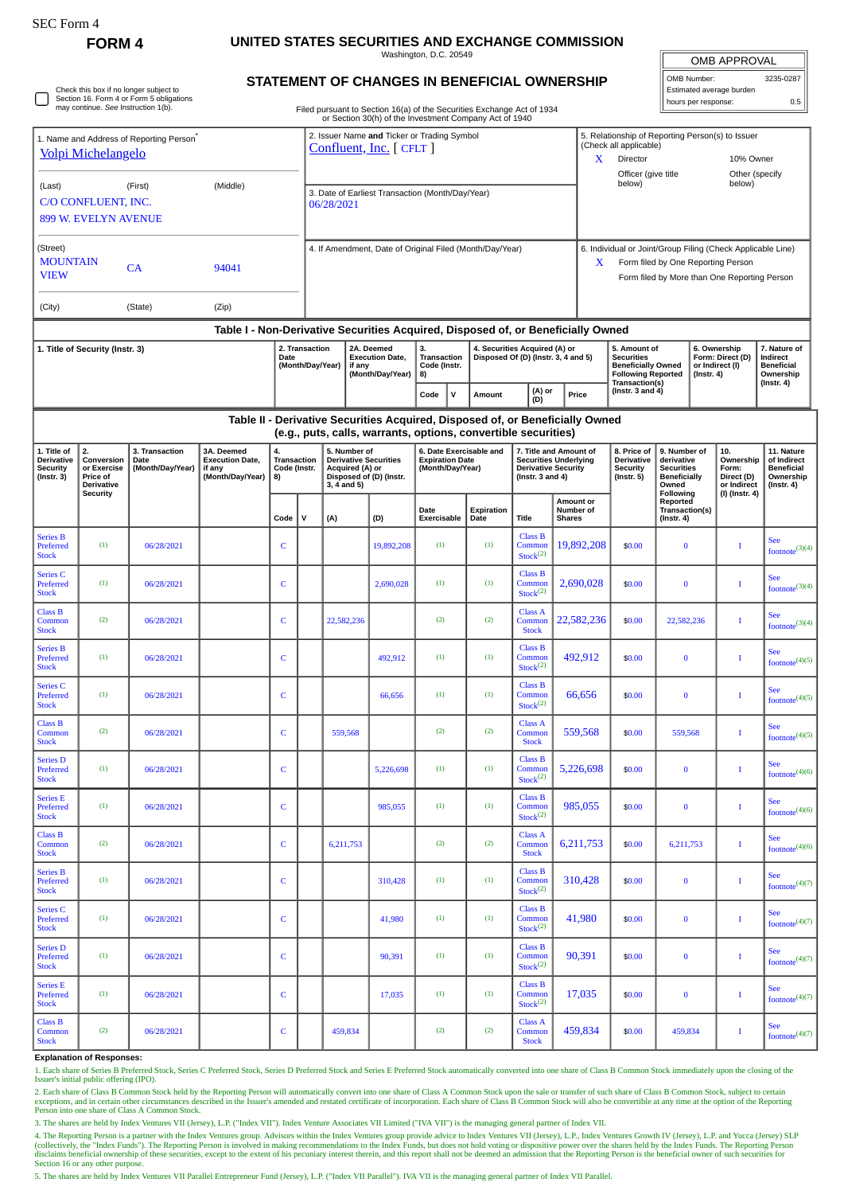SEC Form 4

**FORM 4**

# UNITED STATES SECURITIES AND EXCHANGE COMMISSION

Washington, D.C. 20549

## STATEMENT OF CHANGES IN BENEFICIAL OWNERSHIP

Check this box if no longer subject to Section 16. Form 4 or Form 5 obligations may continue. *See* Instruction 1(b).

Filed pursuant to Section 16(a) of the Securities Exchange Act of 1934 or Section 30(h) of the Investment Company Act of 1940

| OMB APPROVAL | |
|---|---|
| OMB Number: | 3235-0287 |
| Estimated average burden | |
| hours per response: | 0.5 |

1. Name and Address of Reporting Person*
Volpi Michelangelo

(Last) (First) (Middle)
C/O CONFLUENT, INC.
899 W. EVELYN AVENUE

(Street)
MOUNTAIN VIEW CA 94041

(City) (State) (Zip)

2. Issuer Name **and** Ticker or Trading Symbol
Confluent, Inc. [ CFLT ]

3. Date of Earliest Transaction (Month/Day/Year)
06/28/2021

4. If Amendment, Date of Original Filed (Month/Day/Year)

5. Relationship of Reporting Person(s) to Issuer (Check all applicable)
X Director
10% Owner
Officer (give title below)
Other (specify below)

6. Individual or Joint/Group Filing (Check Applicable Line)
X Form filed by One Reporting Person
Form filed by More than One Reporting Person

### Table I - Non-Derivative Securities Acquired, Disposed of, or Beneficially Owned

| 1. Title of Security (Instr. 3) | 2. Transaction Date (Month/Day/Year) | 2A. Deemed Execution Date, if any (Month/Day/Year) | 3. Transaction Code (Instr. 8) | | 4. Securities Acquired (A) or Disposed Of (D) (Instr. 3, 4 and 5) | | | 5. Amount of Securities Beneficially Owned Following Reported Transaction(s) (Instr. 3 and 4) | 6. Ownership Form: Direct (D) or Indirect (I) (Instr. 4) | 7. Nature of Indirect Beneficial Ownership (Instr. 4) |
|---|---|---|---|---|---|---|---|---|---|---|
| | | | Code | V | Amount | (A) or (D) | Price | | | |

### Table II - Derivative Securities Acquired, Disposed of, or Beneficially Owned (e.g., puts, calls, warrants, options, convertible securities)

| 1. Title of Derivative Security (Instr. 3) | 2. Conversion or Exercise Price of Derivative Security | 3. Transaction Date (Month/Day/Year) | 3A. Deemed Execution Date, if any (Month/Day/Year) | 4. Transaction Code (Instr. 8) | | 5. Number of Derivative Securities Acquired (A) or Disposed of (D) (Instr. 3, 4 and 5) | | 6. Date Exercisable and Expiration Date (Month/Day/Year) | | 7. Title and Amount of Securities Underlying Derivative Security (Instr. 3 and 4) | | 8. Price of Derivative Security (Instr. 5) | 9. Number of derivative Securities Beneficially Owned Following Reported Transaction(s) (Instr. 4) | 10. Ownership Form: Direct (D) or Indirect (I) (Instr. 4) | 11. Nature of Indirect Beneficial Ownership (Instr. 4) |
|---|---|---|---|---|---|---|---|---|---|---|---|---|---|---|---|
| | | | | Code | V | (A) | (D) | Date Exercisable | Expiration Date | Title | Amount or Number of Shares | | | | |
| Series B Preferred Stock | (1) | 06/28/2021 | | C | | | 19,892,208 | (1) | (1) | Class B Common Stock(2) | 19,892,208 | $0.00 | 0 | I | See footnote(3)(4) |
| Series C Preferred Stock | (1) | 06/28/2021 | | C | | | 2,690,028 | (1) | (1) | Class B Common Stock(2) | 2,690,028 | $0.00 | 0 | I | See footnote(3)(4) |
| Class B Common Stock | (2) | 06/28/2021 | | C | | 22,582,236 | | (2) | (2) | Class A Common Stock | 22,582,236 | $0.00 | 22,582,236 | I | See footnote(3)(4) |
| Series B Preferred Stock | (1) | 06/28/2021 | | C | | | 492,912 | (1) | (1) | Class B Common Stock(2) | 492,912 | $0.00 | 0 | I | See footnote(4)(5) |
| Series C Preferred Stock | (1) | 06/28/2021 | | C | | | 66,656 | (1) | (1) | Class B Common Stock(2) | 66,656 | $0.00 | 0 | I | See footnote(4)(5) |
| Class B Common Stock | (2) | 06/28/2021 | | C | | 559,568 | | (2) | (2) | Class A Common Stock | 559,568 | $0.00 | 559,568 | I | See footnote(4)(5) |
| Series D Preferred Stock | (1) | 06/28/2021 | | C | | | 5,226,698 | (1) | (1) | Class B Common Stock(2) | 5,226,698 | $0.00 | 0 | I | See footnote(4)(6) |
| Series E Preferred Stock | (1) | 06/28/2021 | | C | | | 985,055 | (1) | (1) | Class B Common Stock(2) | 985,055 | $0.00 | 0 | I | See footnote(4)(6) |
| Class B Common Stock | (2) | 06/28/2021 | | C | | 6,211,753 | | (2) | (2) | Class A Common Stock | 6,211,753 | $0.00 | 6,211,753 | I | See footnote(4)(6) |
| Series B Preferred Stock | (1) | 06/28/2021 | | C | | | 310,428 | (1) | (1) | Class B Common Stock(2) | 310,428 | $0.00 | 0 | I | See footnote(4)(7) |
| Series C Preferred Stock | (1) | 06/28/2021 | | C | | | 41,980 | (1) | (1) | Class B Common Stock(2) | 41,980 | $0.00 | 0 | I | See footnote(4)(7) |
| Series D Preferred Stock | (1) | 06/28/2021 | | C | | | 90,391 | (1) | (1) | Class B Common Stock(2) | 90,391 | $0.00 | 0 | I | See footnote(4)(7) |
| Series E Preferred Stock | (1) | 06/28/2021 | | C | | | 17,035 | (1) | (1) | Class B Common Stock(2) | 17,035 | $0.00 | 0 | I | See footnote(4)(7) |
| Class B Common Stock | (2) | 06/28/2021 | | C | | 459,834 | | (2) | (2) | Class A Common Stock | 459,834 | $0.00 | 459,834 | I | See footnote(4)(7) |

**Explanation of Responses:**

1. Each share of Series B Preferred Stock, Series C Preferred Stock, Series D Preferred Stock and Series E Preferred Stock automatically converted into one share of Class B Common Stock immediately upon the closing of the Issuer's initial public offering (IPO).

2. Each share of Class B Common Stock held by the Reporting Person will automatically convert into one share of Class A Common Stock upon the sale or transfer of such share of Class B Common Stock, subject to certain exceptions, and in certain other circumstances described in the Issuer's amended and restated certificate of incorporation. Each share of Class B Common Stock will also be convertible at any time at the option of the Reporting Person into one share of Class A Common Stock.

3. The shares are held by Index Ventures VII (Jersey), L.P. ("Index VII"). Index Venture Associates VII Limited ("IVA VII") is the managing general partner of Index VII.

4. The Reporting Person is a partner with the Index Ventures group. Advisors within the Index Ventures group provide advice to Index Ventures VII (Jersey), L.P., Index Ventures Growth IV (Jersey), L.P. and Yucca (Jersey) SLP (collectively, the "Index Funds"). The Reporting Person is involved in making recommendations to the Index Funds, but does not hold voting or dispositive power over the shares held by the Index Funds. The Reporting Person disclaims beneficial ownership of these securities, except to the extent of his pecuniary interest therein, and this report shall not be deemed an admission that the Reporting Person is the beneficial owner of such securities for Section 16 or any other purpose.

5. The shares are held by Index Ventures VII Parallel Entrepreneur Fund (Jersey), L.P. ("Index VII Parallel"). IVA VII is the managing general partner of Index VII Parallel.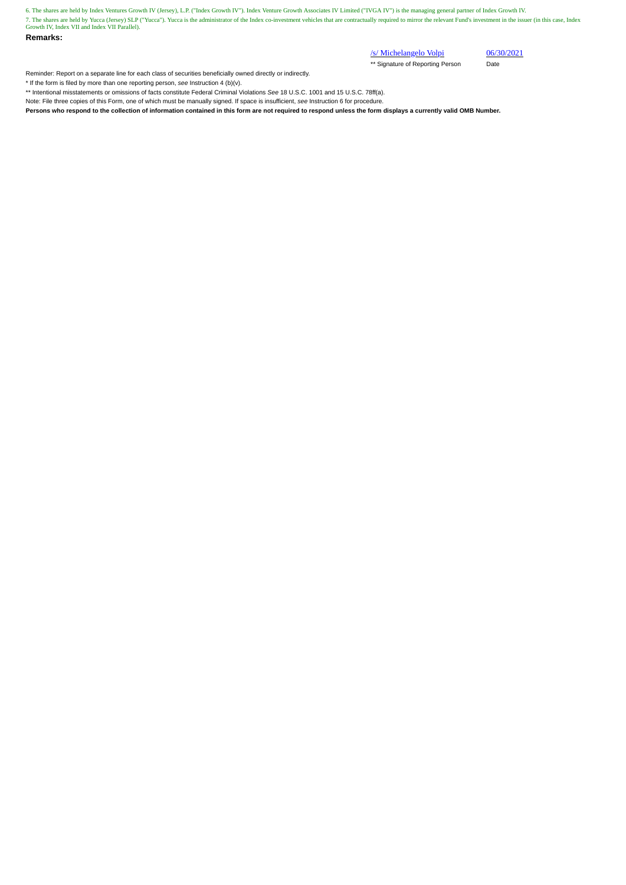6. The shares are held by Index Ventures Growth IV (Jersey), L.P. ("Index Growth IV"). Index Venture Growth Associates IV Limited ("IVGA IV") is the managing general partner of Index Growth IV.

7. The shares are held by Yucca (Jersey) SLP ("Yucca"). Yucca is the administrator of the Index co-investment vehicles that are contractually required to mirror the relevant Fund's investment in the issuer (in this case, Index Growth IV, Index VII and Index VII Parallel).

**Remarks:**

| | |
|---|---|
| /s/ Michelangelo Volpi | 06/30/2021 |
| ** Signature of Reporting Person | Date |

Reminder: Report on a separate line for each class of securities beneficially owned directly or indirectly.

* If the form is filed by more than one reporting person, *see* Instruction 4 (b)(v).

** Intentional misstatements or omissions of facts constitute Federal Criminal Violations *See* 18 U.S.C. 1001 and 15 U.S.C. 78ff(a).

Note: File three copies of this Form, one of which must be manually signed. If space is insufficient, *see* Instruction 6 for procedure.

**Persons who respond to the collection of information contained in this form are not required to respond unless the form displays a currently valid OMB Number.**